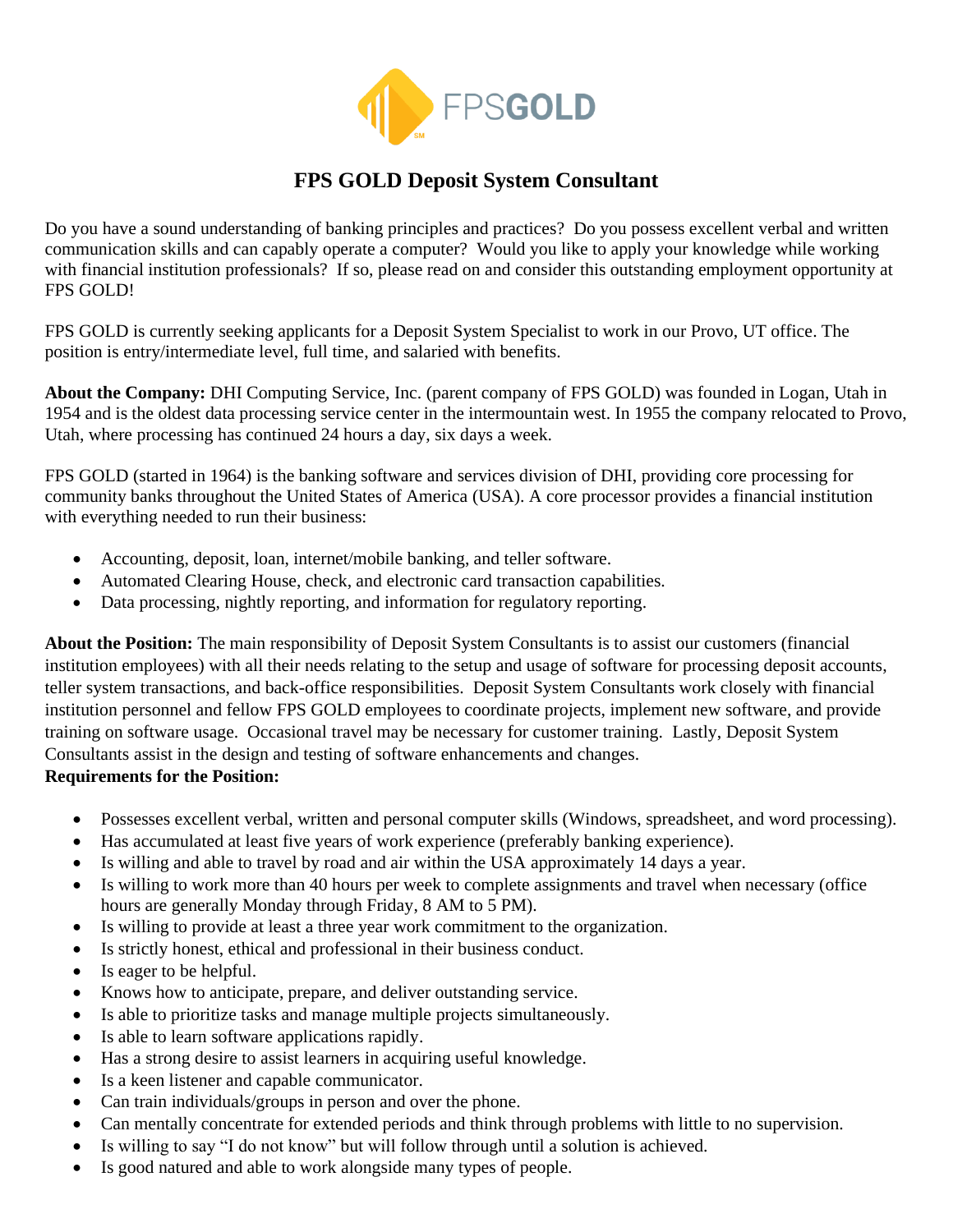# FPS GOLD Deposit System Consultant

Do you have a sound understanding of banking principles and practices? Do you possess excellent verbal and written communication skills and can capably operate a computer? Would you like to apply your knowledge while working with financial institution professionals? If so, please read on and consider this outstanding employment opportunity at FPS GOLD!

FPS GOLD is currently seeking applicants for a Deposit System Specialist to work in our Provo, UT office. The position is entry/intermediate level, full time, and salaried with benefits.

**About the Company:** DHI Computing Service, Inc. (parent company of FPS GOLD) was founded in Logan, Utah in 1954 and is the oldest data processing service center in the intermountain west. In 1955 the company relocated to Provo, Utah, where processing has continued 24 hours a day, six days a week.

FPS GOLD (started in 1964) is the banking software and services division of DHI, providing core processing for community banks throughout the United States of America (USA). A core processor provides a financial institution with everything needed to run their business:

- Accounting, deposit, loan, internet/mobile banking, and teller software.
- Automated Clearing House, check, and electronic card transaction capabilities.
- Data processing, nightly reporting, and information for regulatory reporting.

**About the Position:** The main responsibility of Deposit System Consultants is to assist our customers (financial institution employees) with all their needs relating to the setup and usage of software for processing deposit accounts, teller system transactions, and back-office responsibilities. Deposit System Consultants work closely with financial institution personnel and fellow FPS GOLD employees to coordinate projects, implement new software, and provide training on software usage. Occasional travel may be necessary for customer training. Lastly, Deposit System Consultants assist in the design and testing of software enhancements and changes.

**Requirements for the Position:**

- Possesses excellent verbal, written and personal computer skills (Windows, spreadsheet, and word processing).
- Has accumulated at least five years of work experience (preferably banking experience).
- Is willing and able to travel by road and air within the USA approximately 14 days a year.
- Is willing to work more than 40 hours per week to complete assignments and travel when necessary (office hours are generally Monday through Friday, 8 AM to 5 PM).
- Is willing to provide at least a three year work commitment to the organization.
- Is strictly honest, ethical and professional in their business conduct.
- Is eager to be helpful.
- Knows how to anticipate, prepare, and deliver outstanding service.
- Is able to prioritize tasks and manage multiple projects simultaneously.
- Is able to learn software applications rapidly.
- Has a strong desire to assist learners in acquiring useful knowledge.
- Is a keen listener and capable communicator.
- Can train individuals/groups in person and over the phone.
- Can mentally concentrate for extended periods and think through problems with little to no supervision.
- Is willing to say "I do not know" but will follow through until a solution is achieved.
- Is good natured and able to work alongside many types of people.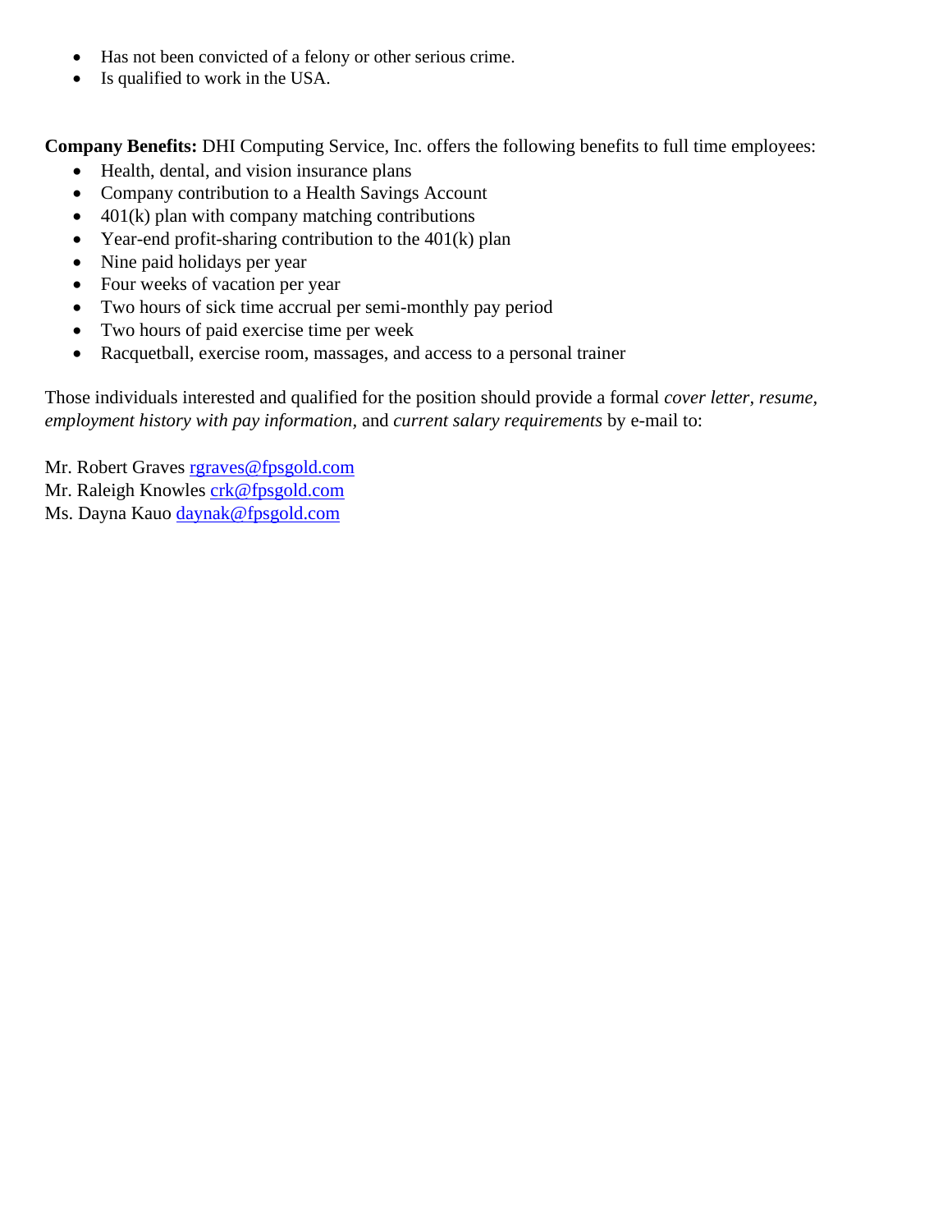- Has not been convicted of a felony or other serious crime.
- Is qualified to work in the USA.

**Company Benefits:** DHI Computing Service, Inc. offers the following benefits to full time employees:

- Health, dental, and vision insurance plans
- Company contribution to a Health Savings Account
- 401(k) plan with company matching contributions
- Year-end profit-sharing contribution to the 401(k) plan
- Nine paid holidays per year
- Four weeks of vacation per year
- Two hours of sick time accrual per semi-monthly pay period
- Two hours of paid exercise time per week
- Racquetball, exercise room, massages, and access to a personal trainer

Those individuals interested and qualified for the position should provide a formal *cover letter*, *resume*, *employment history with pay information*, and *current salary requirements* by e-mail to:

Mr. Robert Graves rgraves@fpsgold.com
Mr. Raleigh Knowles crk@fpsgold.com
Ms. Dayna Kauo daynak@fpsgold.com